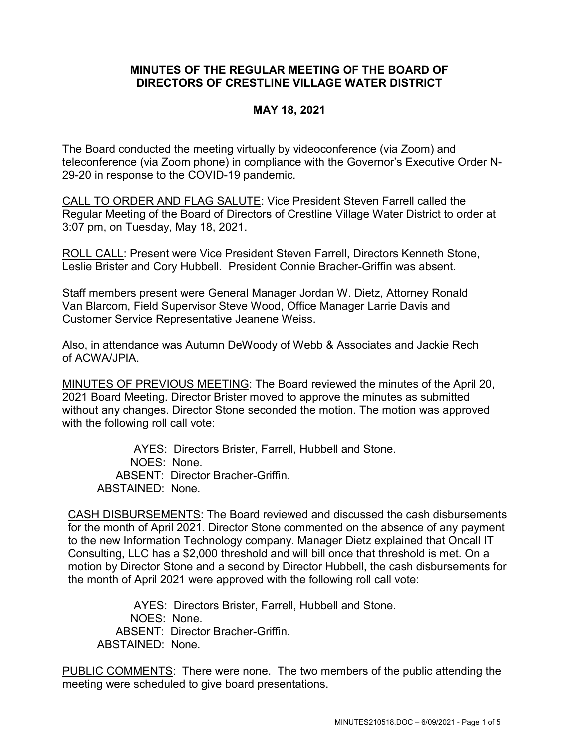**MINUTES OF THE REGULAR MEETING OF THE BOARD OF DIRECTORS OF CRESTLINE VILLAGE WATER DISTRICT**

**MAY 18, 2021**

The Board conducted the meeting virtually by videoconference (via Zoom) and teleconference (via Zoom phone) in compliance with the Governor's Executive Order N-29-20 in response to the COVID-19 pandemic.

CALL TO ORDER AND FLAG SALUTE: Vice President Steven Farrell called the Regular Meeting of the Board of Directors of Crestline Village Water District to order at 3:07 pm, on Tuesday, May 18, 2021.

ROLL CALL: Present were Vice President Steven Farrell, Directors Kenneth Stone, Leslie Brister and Cory Hubbell. President Connie Bracher-Griffin was absent.

Staff members present were General Manager Jordan W. Dietz, Attorney Ronald Van Blarcom, Field Supervisor Steve Wood, Office Manager Larrie Davis and Customer Service Representative Jeanene Weiss.

Also, in attendance was Autumn DeWoody of Webb & Associates and Jackie Rech of ACWA/JPIA.

MINUTES OF PREVIOUS MEETING: The Board reviewed the minutes of the April 20, 2021 Board Meeting. Director Brister moved to approve the minutes as submitted without any changes. Director Stone seconded the motion. The motion was approved with the following roll call vote:

AYES: Directors Brister, Farrell, Hubbell and Stone.
NOES: None.
ABSENT: Director Bracher-Griffin.
ABSTAINED: None.

CASH DISBURSEMENTS: The Board reviewed and discussed the cash disbursements for the month of April 2021. Director Stone commented on the absence of any payment to the new Information Technology company. Manager Dietz explained that Oncall IT Consulting, LLC has a $2,000 threshold and will bill once that threshold is met. On a motion by Director Stone and a second by Director Hubbell, the cash disbursements for the month of April 2021 were approved with the following roll call vote:

AYES: Directors Brister, Farrell, Hubbell and Stone.
NOES: None.
ABSENT: Director Bracher-Griffin.
ABSTAINED: None.

PUBLIC COMMENTS: There were none. The two members of the public attending the meeting were scheduled to give board presentations.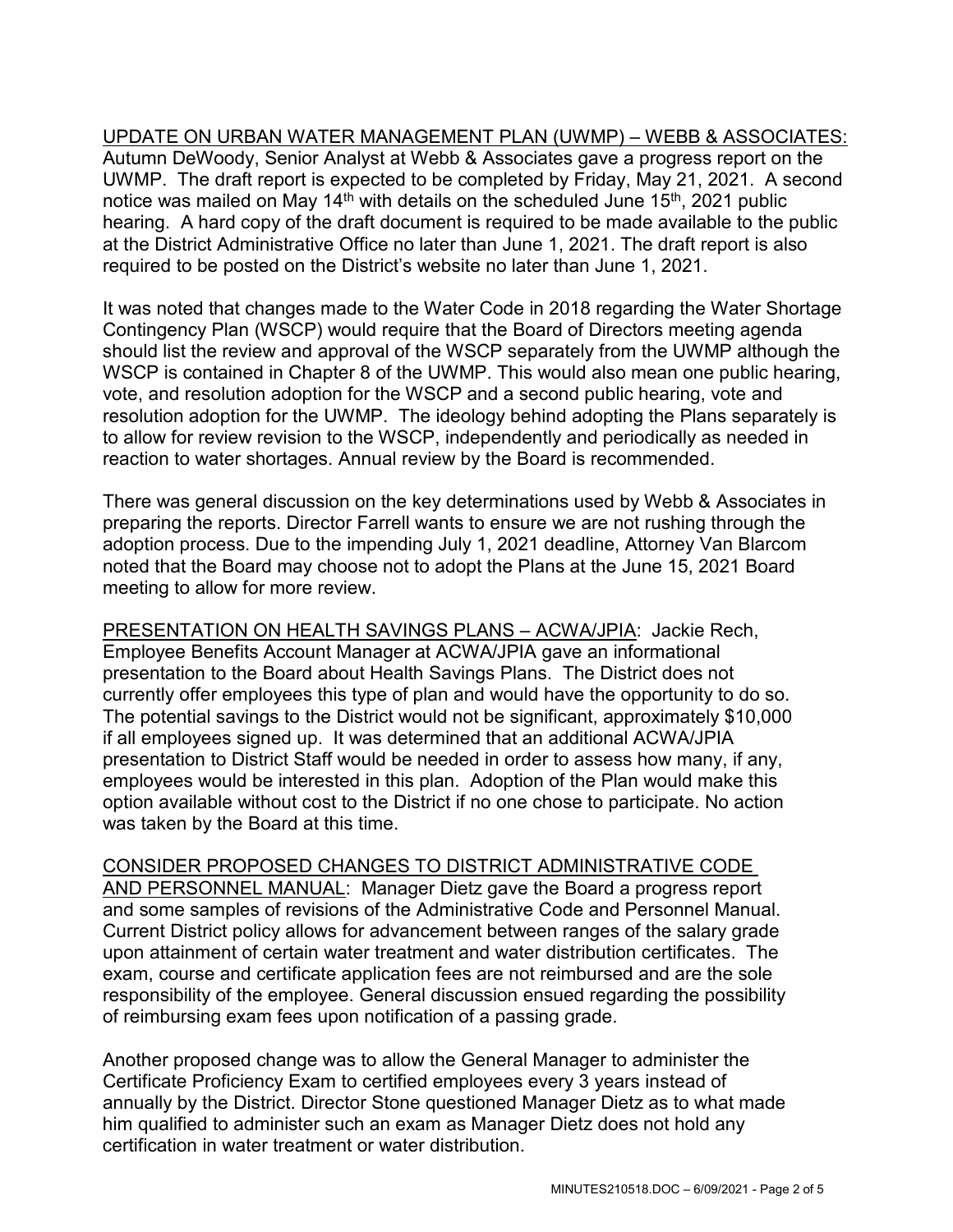UPDATE ON URBAN WATER MANAGEMENT PLAN (UWMP) – WEBB & ASSOCIATES: Autumn DeWoody, Senior Analyst at Webb & Associates gave a progress report on the UWMP. The draft report is expected to be completed by Friday, May 21, 2021. A second notice was mailed on May 14th with details on the scheduled June 15th, 2021 public hearing. A hard copy of the draft document is required to be made available to the public at the District Administrative Office no later than June 1, 2021. The draft report is also required to be posted on the District's website no later than June 1, 2021.

It was noted that changes made to the Water Code in 2018 regarding the Water Shortage Contingency Plan (WSCP) would require that the Board of Directors meeting agenda should list the review and approval of the WSCP separately from the UWMP although the WSCP is contained in Chapter 8 of the UWMP. This would also mean one public hearing, vote, and resolution adoption for the WSCP and a second public hearing, vote and resolution adoption for the UWMP. The ideology behind adopting the Plans separately is to allow for review revision to the WSCP, independently and periodically as needed in reaction to water shortages. Annual review by the Board is recommended.

There was general discussion on the key determinations used by Webb & Associates in preparing the reports. Director Farrell wants to ensure we are not rushing through the adoption process. Due to the impending July 1, 2021 deadline, Attorney Van Blarcom noted that the Board may choose not to adopt the Plans at the June 15, 2021 Board meeting to allow for more review.

PRESENTATION ON HEALTH SAVINGS PLANS – ACWA/JPIA: Jackie Rech, Employee Benefits Account Manager at ACWA/JPIA gave an informational presentation to the Board about Health Savings Plans. The District does not currently offer employees this type of plan and would have the opportunity to do so. The potential savings to the District would not be significant, approximately $10,000 if all employees signed up. It was determined that an additional ACWA/JPIA presentation to District Staff would be needed in order to assess how many, if any, employees would be interested in this plan. Adoption of the Plan would make this option available without cost to the District if no one chose to participate. No action was taken by the Board at this time.

CONSIDER PROPOSED CHANGES TO DISTRICT ADMINISTRATIVE CODE AND PERSONNEL MANUAL: Manager Dietz gave the Board a progress report and some samples of revisions of the Administrative Code and Personnel Manual. Current District policy allows for advancement between ranges of the salary grade upon attainment of certain water treatment and water distribution certificates. The exam, course and certificate application fees are not reimbursed and are the sole responsibility of the employee. General discussion ensued regarding the possibility of reimbursing exam fees upon notification of a passing grade.

Another proposed change was to allow the General Manager to administer the Certificate Proficiency Exam to certified employees every 3 years instead of annually by the District. Director Stone questioned Manager Dietz as to what made him qualified to administer such an exam as Manager Dietz does not hold any certification in water treatment or water distribution.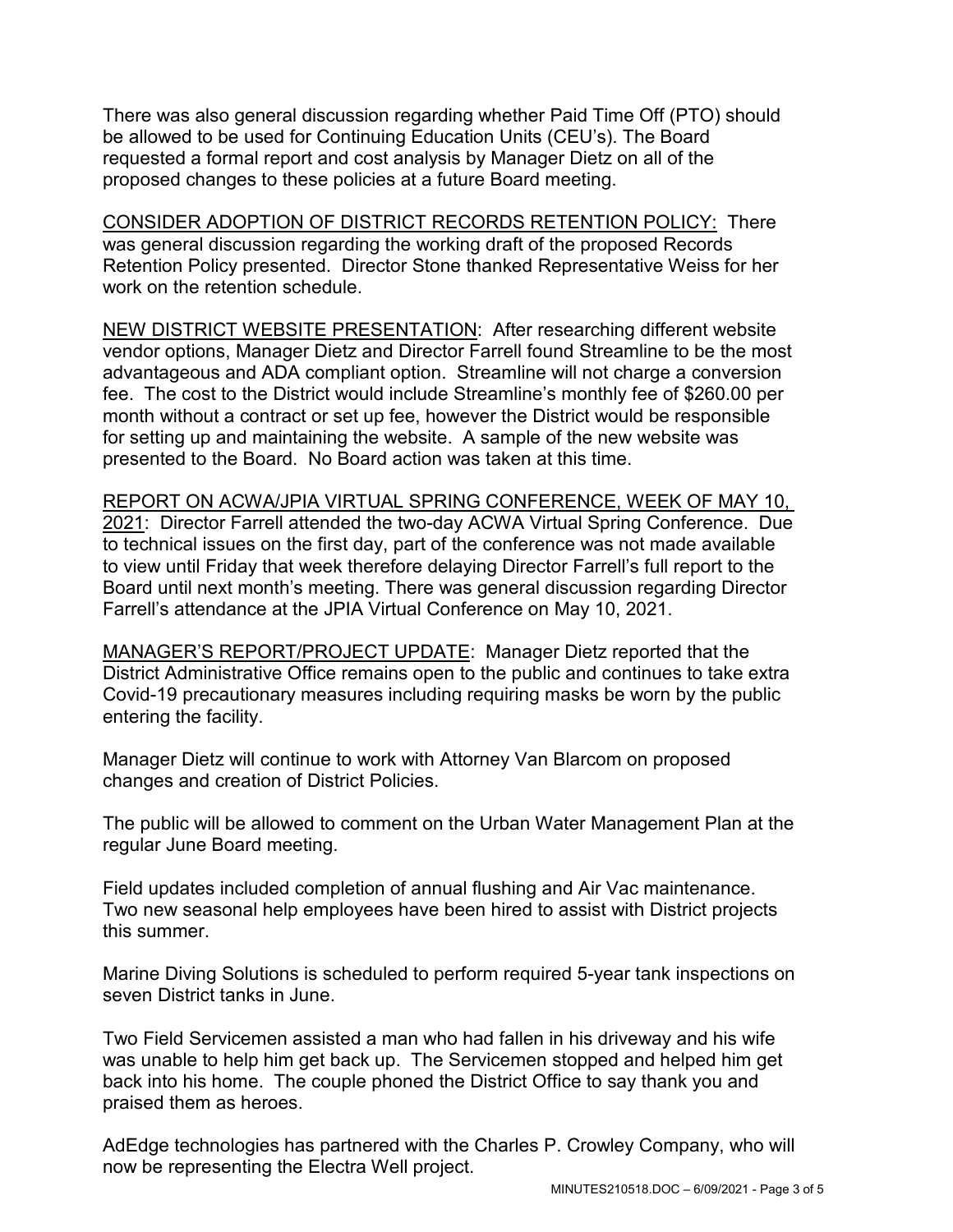There was also general discussion regarding whether Paid Time Off (PTO) should be allowed to be used for Continuing Education Units (CEU's). The Board requested a formal report and cost analysis by Manager Dietz on all of the proposed changes to these policies at a future Board meeting.

CONSIDER ADOPTION OF DISTRICT RECORDS RETENTION POLICY: There was general discussion regarding the working draft of the proposed Records Retention Policy presented. Director Stone thanked Representative Weiss for her work on the retention schedule.

NEW DISTRICT WEBSITE PRESENTATION: After researching different website vendor options, Manager Dietz and Director Farrell found Streamline to be the most advantageous and ADA compliant option. Streamline will not charge a conversion fee. The cost to the District would include Streamline's monthly fee of $260.00 per month without a contract or set up fee, however the District would be responsible for setting up and maintaining the website. A sample of the new website was presented to the Board. No Board action was taken at this time.

REPORT ON ACWA/JPIA VIRTUAL SPRING CONFERENCE, WEEK OF MAY 10, 2021: Director Farrell attended the two-day ACWA Virtual Spring Conference. Due to technical issues on the first day, part of the conference was not made available to view until Friday that week therefore delaying Director Farrell's full report to the Board until next month's meeting. There was general discussion regarding Director Farrell's attendance at the JPIA Virtual Conference on May 10, 2021.

MANAGER'S REPORT/PROJECT UPDATE: Manager Dietz reported that the District Administrative Office remains open to the public and continues to take extra Covid-19 precautionary measures including requiring masks be worn by the public entering the facility.

Manager Dietz will continue to work with Attorney Van Blarcom on proposed changes and creation of District Policies.

The public will be allowed to comment on the Urban Water Management Plan at the regular June Board meeting.

Field updates included completion of annual flushing and Air Vac maintenance. Two new seasonal help employees have been hired to assist with District projects this summer.

Marine Diving Solutions is scheduled to perform required 5-year tank inspections on seven District tanks in June.

Two Field Servicemen assisted a man who had fallen in his driveway and his wife was unable to help him get back up. The Servicemen stopped and helped him get back into his home. The couple phoned the District Office to say thank you and praised them as heroes.

AdEdge technologies has partnered with the Charles P. Crowley Company, who will now be representing the Electra Well project.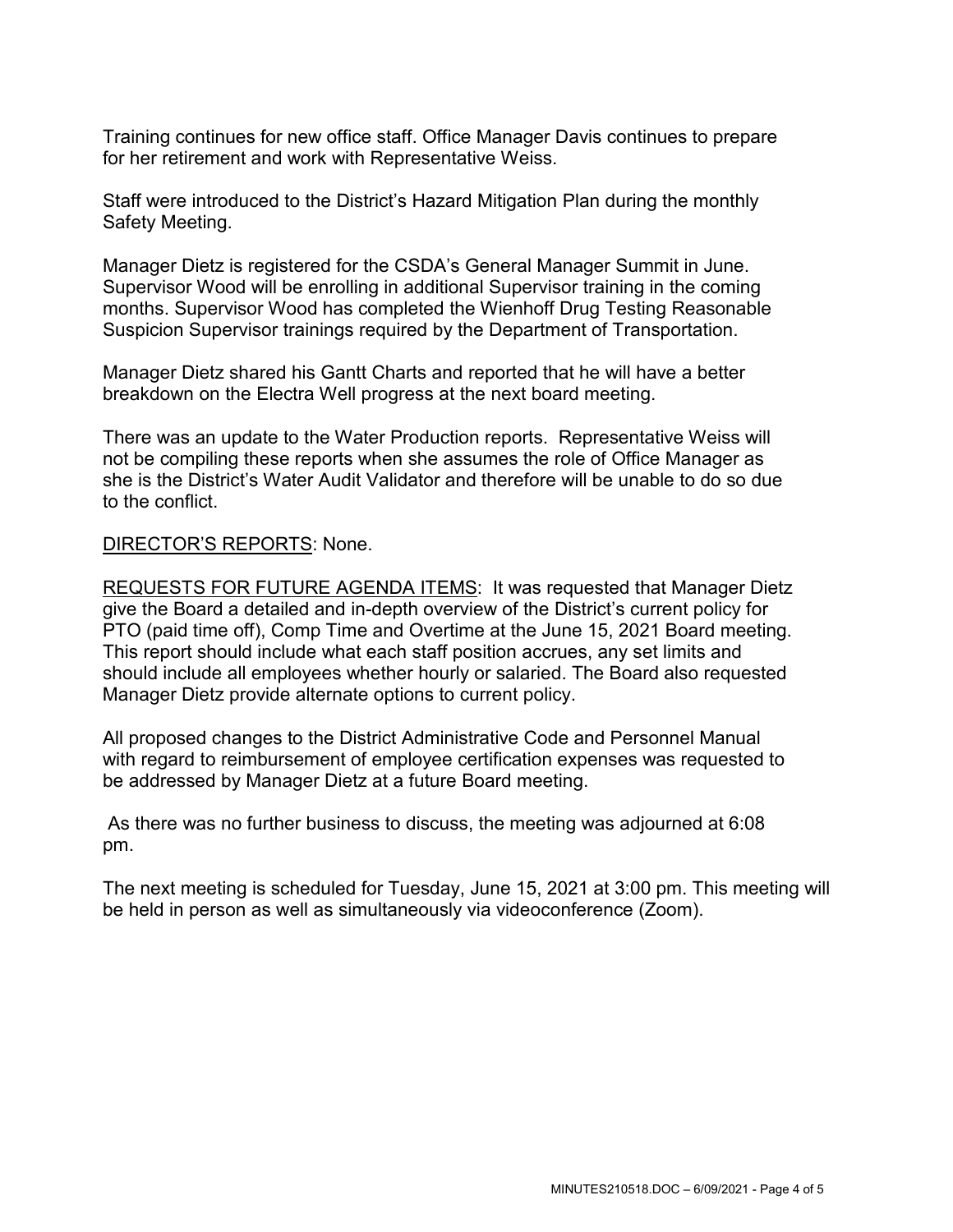Training continues for new office staff. Office Manager Davis continues to prepare for her retirement and work with Representative Weiss.

Staff were introduced to the District's Hazard Mitigation Plan during the monthly Safety Meeting.

Manager Dietz is registered for the CSDA's General Manager Summit in June. Supervisor Wood will be enrolling in additional Supervisor training in the coming months. Supervisor Wood has completed the Wienhoff Drug Testing Reasonable Suspicion Supervisor trainings required by the Department of Transportation.

Manager Dietz shared his Gantt Charts and reported that he will have a better breakdown on the Electra Well progress at the next board meeting.

There was an update to the Water Production reports. Representative Weiss will not be compiling these reports when she assumes the role of Office Manager as she is the District's Water Audit Validator and therefore will be unable to do so due to the conflict.

<u>DIRECTOR'S REPORTS</u>: None.

<u>REQUESTS FOR FUTURE AGENDA ITEMS</u>: It was requested that Manager Dietz give the Board a detailed and in-depth overview of the District's current policy for PTO (paid time off), Comp Time and Overtime at the June 15, 2021 Board meeting. This report should include what each staff position accrues, any set limits and should include all employees whether hourly or salaried. The Board also requested Manager Dietz provide alternate options to current policy.

All proposed changes to the District Administrative Code and Personnel Manual with regard to reimbursement of employee certification expenses was requested to be addressed by Manager Dietz at a future Board meeting.

As there was no further business to discuss, the meeting was adjourned at 6:08 pm.

The next meeting is scheduled for Tuesday, June 15, 2021 at 3:00 pm. This meeting will be held in person as well as simultaneously via videoconference (Zoom).